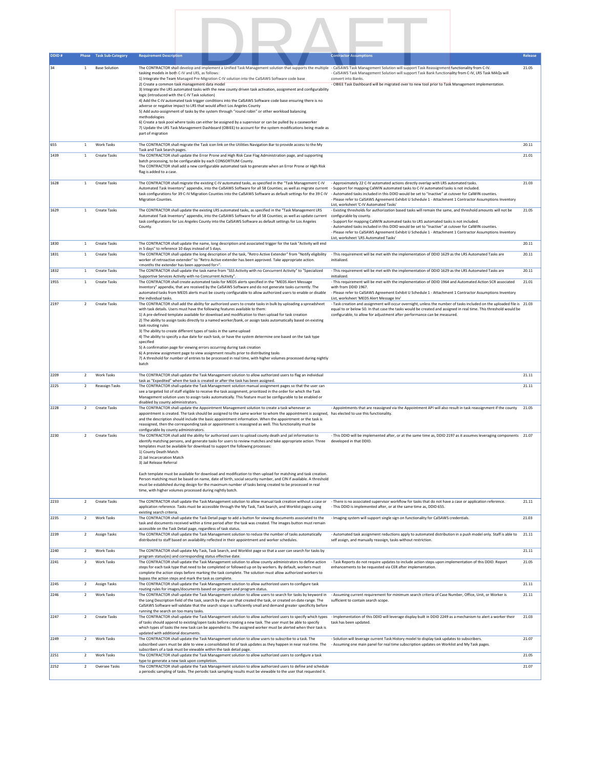| DDID # | Phase | Task Sub-Category | Requirement Description | Contractor Assumptions | Release |
|---|---|---|---|---|---|
| 34 | 1 | Base Solution | The CONTRACTOR shall develop and implement a Unified Task Management solution that supports the multiple tasking models in both C-IV and LRS, as follows:<br>1) Integrate the Team Managed Pre-Migration C-IV solution into the CalSAWS Software code base<br>2) Create a common task management data model<br>3) Integrate the LRS automated tasks with the new county driven task activation, assignment and configurability logic (introduced with the C-IV Task solution)<br>4) Add the C-IV automated task trigger conditions into the CalSAWS Software code base ensuring there is no adverse or negative impact to LRS that would affect Los Angeles County<br>5) Add auto-assignment of tasks by the system through "round robin" or other workload balancing methodologies<br>6) Create a task pool where tasks can either be assigned by a supervisor or can be pulled by a caseworker<br>7) Update the LRS Task Management Dashboard (OBIEE) to account for the system modifications being made as part of migration | - CalSAWS Task Management Solution will support Task Reassignment functionality from C-IV.<br>- CalSAWS Task Management Solution will support Task Bank functionality from C-IV, LRS Task MAQs will convert into Banks.<br>- OBIEE Task Dashboard will be migrated over to new tool prior to Task Management implementation. | 21.05 |
| 655 | 1 | Work Tasks | The CONTRACTOR shall migrate the Task icon link on the Utilities Navigation Bar to provide access to the My Task and Task Search pages. | | 20.11 |
| 1439 | 1 | Create Tasks | The CONTRACTOR shall update the Error Prone and High Risk Case Flag Administration page, and supporting batch processing, to be configurable by each CONSORTIUM County.<br>The CONTRACTOR shall add a new configurable automated task to generate when an Error Prone or High Risk flag is added to a case. | | 21.01 |
| 1628 | 1 | Create Tasks | The CONTRACTOR shall migrate the existing C-IV automated tasks, as specified in the "Task Management C-IV Automated Task Inventory" appendix, into the CalSAWS Software for all 58 Counties; as well as migrate current task configurations for 39 C-IV Migration Counties into the CalSAWS Software as default settings for the 39 C-IV Migration Counties. | - Approximately 22 C-IV automated actions directly overlap with LRS automated tasks.<br>- Support for mapping CalWIN automated tasks to C-IV automated tasks is not included.<br>- Automated tasks included in this DDID would be set to "Inactive" at cutover for CalWIN counties.<br>- Please refer to CalSAWS Agreement Exhibit U Schedule 1 - Attachment 1 Contractor Assumptions Inventory List, worksheet 'C-IV Automated Tasks' | 21.03 |
| 1629 | 1 | Create Tasks | The CONTRACTOR shall update the existing LRS automated tasks, as specified in the "Task Management LRS Automated Task Inventory" appendix, into the CalSAWS Software for all 58 Counties; as well as update current task configurations for Los Angeles County into the CalSAWS Software as default settings for Los Angeles County. | - Existing thresholds for authorization based tasks will remain the same, and threshold amounts will not be configurable by county.<br>- Support for mapping CalWIN automated tasks to LRS automated tasks is not included.<br>- Automated tasks included in this DDID would be set to "Inactive" at cutover for CalWIN counties.<br>- Please refer to CalSAWS Agreement Exhibit U Schedule 1 - Attachment 1 Contractor Assumptions Inventory List, worksheet 'LRS Automated Tasks' | 21.05 |
| 1830 | 1 | Create Tasks | The CONTRACTOR shall update the name, long description and associated trigger for the task "Activity will end in 5 days" to reference 10 days instead of 5 days. | | 20.11 |
| 1831 | 1 | Create Tasks | The CONTRACTOR shall update the long description of the task, "Retro Active Extender" from "Notify eligibility worker of retroactive extender" to "Retro Active extender has been approved. Take appropriate action. <months the extender has been approved for>". | - This requirement will be met with the implementation of DDID 1629 as the LRS Automated Tasks are initialized. | 20.11 |
| 1832 | 1 | Create Tasks | The CONTRACTOR shall update the task name from "SSS Activity with no Concurrent Activity" to "Specialized Supportive Services Activity with no Concurrent Activity". | - This requirement will be met with the implementation of DDID 1629 as the LRS Automated Tasks are initialized. | 20.11 |
| 1955 | 1 | Create Tasks | The CONTRACTOR shall create automated tasks for MEDS alerts specified in the "MEDS Alert Message Inventory" appendix, that are received by the CalSAWS Software and do not generate tasks currently. The automated tasks from MEDS alerts must be county configurable to allow authorized users to enable or disable the individual tasks. | - This requirement will be met with the implementation of DDID 1964 and Automated Action SCR associated with from DDID 1967.<br>- Please refer to CalSAWS Agreement Exhibit U Schedule 1 - Attachment 1 Contractor Assumptions Inventory List, worksheet 'MEDS Alert Message Inv' | 21.01 |
| 2197 | 2 | Create Tasks | The CONTRACTOR shall add the ability for authorized users to create tasks in bulk by uploading a spreadsheet with task details. Users must have the following features available to them:<br>1) A pre-defined template available for download and modification to then upload for task creation<br>2) The ability to assign tasks directly to a named worker/bank, or assign tasks automatically based on existing task routing rules<br>3) The ability to create different types of tasks in the same upload<br>4) The ability to specify a due date for each task, or have the system determine one based on the task type specified<br>5) A confirmation page for viewing errors occurring during task creation<br>6) A preview assignment page to view assignment results prior to distributing tasks<br>7) A threshold for number of entries to be processed in real time, with higher volumes processed during nightly batch | - Task creation and assignment will occur overnight, unless the number of tasks included on the uploaded file is equal to or below 50. In that case the tasks would be created and assigned in real time. This threshold would be configurable, to allow for adjustment after performance can be measured. | 21.03 |
| 2209 | 2 | Work Tasks | The CONTRACTOR shall update the Task Management solution to allow authorized users to flag an individual task as "Expedited" when the task is created or after the task has been assigned. | | 21.11 |
| 2225 | 2 | Reassign Tasks | The CONTRACTOR shall update the Task Management solution manual assignment pages so that the user can see a targeted list of staff eligible to receive the task assignment, prioritized in the order for which the Task Management solution uses to assign tasks automatically. This feature must be configurable to be enabled or disabled by county administrators. | | 21.11 |
| 2228 | 2 | Create Tasks | The CONTRACTOR shall update the Appointment Management solution to create a task whenever an appointment is created. The task should be assigned to the same worker to whom the appointment is assigned, and the description should include the basic appointment information. When the appointment or the task is reassigned, then the corresponding task or appointment is reassigned as well. This functionality must be configurable by county administrators. | - Appointments that are reassigned via the Appointment API will also result in task reassignment if the county has elected to use this functionality. | 21.05 |
| 2230 | 2 | Create Tasks | The CONTRACTOR shall add the ability for authorized users to upload county death and jail information to identify matching persons, and generate tasks for users to review matches and take appropriate action. Three templates must be available for download to support the following processes:<br>1) County Death Match<br>2) Jail Incarceration Match<br>3) Jail Release Referral<br><br>Each template must be available for download and modification to then upload for matching and task creation. Person matching must be based on name, date of birth, social security number, and CIN if available. A threshold must be established during design for the maximum number of tasks being created to be processed in real time, with higher volumes processed during nightly batch. | - This DDID will be implemented after, or at the same time as, DDID 2197 as it assumes leveraging components developed in that DDID. | 21.07 |
| 2233 | 2 | Create Tasks | The CONTRACTOR shall update the Task Management solution to allow manual task creation without a case or application reference. Tasks must be accessible through the My Task, Task Search, and Worklist pages using existing search criteria. | - There is no associated supervisor workflow for tasks that do not have a case or application reference.<br>- This DDID is implemented after, or at the same time as, DDID 655. | 21.11 |
| 2235 | 2 | Work Tasks | The CONTRACTOR shall update the Task Detail page to add a button for viewing documents associated to the task and documents received within a time period after the task was created. The images button must remain accessible on the Task Detail page, regardless of task status. | - Imaging system will support single sign on functionality for CalSAWS credentials. | 21.03 |
| 2239 | 2 | Assign Tasks | The CONTRACTOR shall update the Task Management solution to reduce the number of tasks automatically distributed to staff based on availability reflected in their appointment and worker schedules. | - Automated task assignment reductions apply to automated distribution in a push model only. Staff is able to self assign, and manually reassign, tasks without restriction. | 21.11 |
| 2240 | 2 | Work Tasks | The CONTRACTOR shall update My Task, Task Search, and Worklist page so that a user can search for tasks by program status(es) and corresponding status effective date. | | 21.11 |
| 2241 | 2 | Work Tasks | The CONTRACTOR shall update the Task Management solution to allow county administrators to define action steps for each task type that need to be completed or followed up on by workers. By default, workers must complete the action steps before marking the task complete. The solution must allow authorized workers to bypass the action steps and mark the task as complete. | - Task Reports do not require updates to include action steps upon implementation of this DDID. Report enhancements to be requested via CER after implementation. | 21.05 |
| 2245 | 2 | Assign Tasks | The CONTRACTOR shall update the Task Management solution to allow authorized users to configure task routing rules for images/documents based on program and program status. | | 21.11 |
| 2246 | 2 | Work Tasks | The CONTRACTOR shall update the Task Management solution to allow users to search for tasks by keyword in the Long Description field of the task, search by the user that created the task, or created on date range. The CalSAWS Software will validate that the search scope is sufficiently small and demand greater specificity before running the search on too many tasks. | - Assuming current requirement for minimum search criteria of Case Number, Office, Unit, or Worker is sufficient to contain search scope. | 21.11 |
| 2247 | 2 | Create Tasks | The CONTRACTOR shall update the Task Management solution to allow authorized users to specify which types of tasks should append to existing/open tasks before creating a new task. The user must be able to specify which types of tasks the new task can be appended to. The assigned worker must be alerted when their task is updated with additional documents. | - Implementation of this DDID will leverage display built in DDID 2249 as a mechanism to alert a worker their task has been updated. | 21.03 |
| 2249 | 2 | Work Tasks | The CONTRACTOR shall update the Task Management solution to allow users to subscribe to a task. The subscribed users must be able to view a consolidated list of task updates as they happen in near real-time. The subscribers of a task must be viewable within the task detail page. | - Solution will leverage current Task History model to display task updates to subscribers.<br>- Assuming one main panel for real time subscription updates on Worklist and My Task pages. | 21.07 |
| 2251 | 2 | Work Tasks | The CONTRACTOR shall update the Task Management solution to allow authorized users to configure a task type to generate a new task upon completion. | | 21.05 |
| 2252 | 2 | Oversee Tasks | The CONTRACTOR shall update the Task Management solution to allow authorized users to define and schedule a periodic sampling of tasks. The periodic task sampling results must be viewable to the user that requested it. | | 21.07 |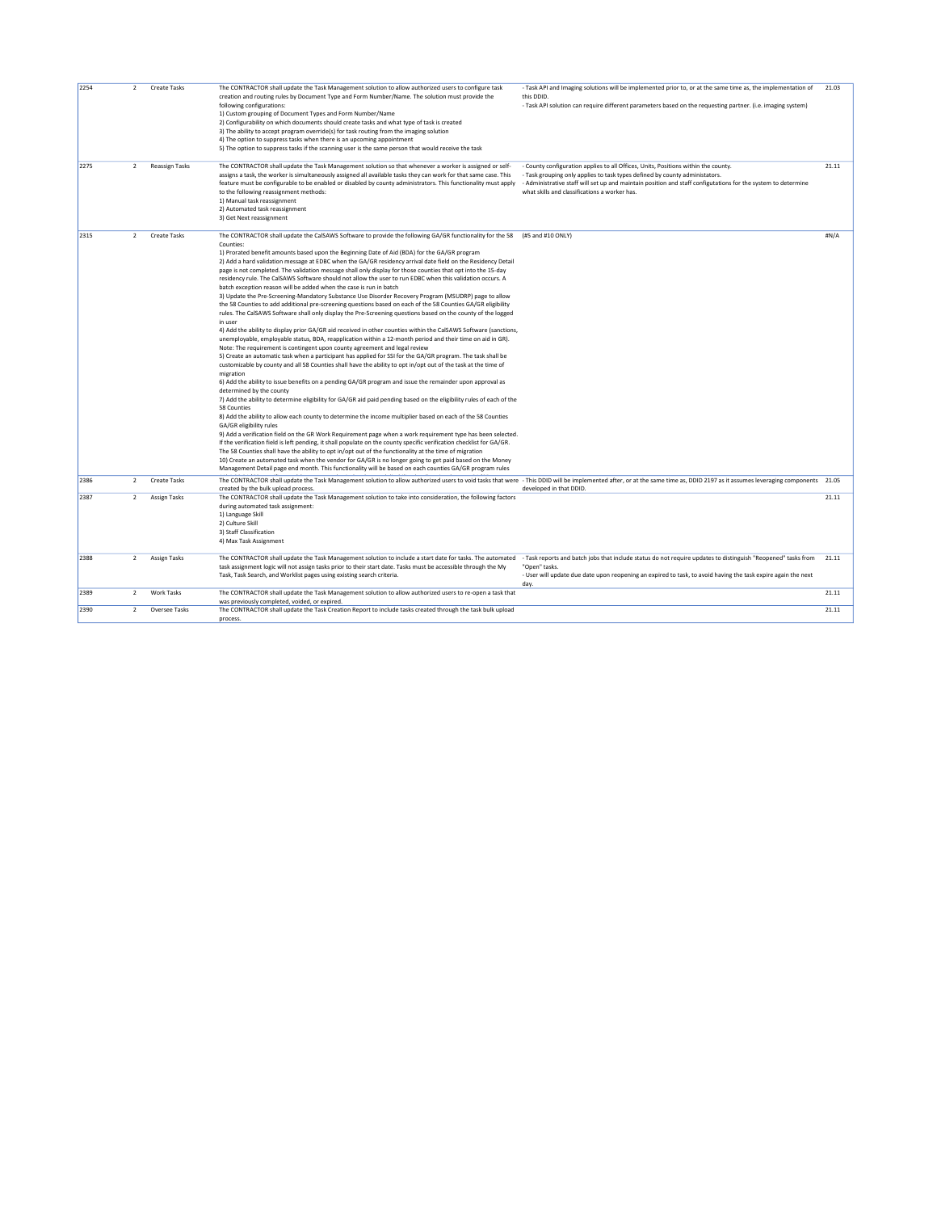| | | | | | |
|---|---|---|---|---|---|
| 2254 | 2 | Create Tasks | The CONTRACTOR shall update the Task Management solution to allow authorized users to configure task creation and routing rules by Document Type and Form Number/Name. The solution must provide the following configurations:<br>1) Custom grouping of Document Types and Form Number/Name<br>2) Configurability on which documents should create tasks and what type of task is created<br>3) The ability to accept program override(s) for task routing from the imaging solution<br>4) The option to suppress tasks when there is an upcoming appointment<br>5) The option to suppress tasks if the scanning user is the same person that would receive the task | - Task API and Imaging solutions will be implemented prior to, or at the same time as, the implementation of this DDID.<br>- Task API solution can require different parameters based on the requesting partner. (i.e. imaging system) | 21.03 |
| 2275 | 2 | Reassign Tasks | The CONTRACTOR shall update the Task Management solution so that whenever a worker is assigned or self-assigns a task, the worker is simultaneously assigned all available tasks they can work for that same case. This feature must be configurable to be enabled or disabled by county administrators. This functionality must apply to the following reassignment methods:<br>1) Manual task reassignment<br>2) Automated task reassignment<br>3) Get Next reassignment | - County configuration applies to all Offices, Units, Positions within the county.<br>- Task grouping only applies to task types defined by county administators.<br>- Administrative staff will set up and maintain position and staff configutations for the system to determine what skills and classifications a worker has. | 21.11 |
| 2315 | 2 | Create Tasks | The CONTRACTOR shall update the CalSAWS Software to provide the following GA/GR functionality for the 58 Counties:<br>1) Prorated benefit amounts based upon the Beginning Date of Aid (BDA) for the GA/GR program<br>2) Add a hard validation message at EDBC when the GA/GR residency arrival date field on the Residency Detail page is not completed. The validation message shall only display for those counties that opt into the 15-day residency rule. The CalSAWS Software should not allow the user to run EDBC when this validation occurs. A batch exception reason will be added when the case is run in batch<br>3) Update the Pre-Screening-Mandatory Substance Use Disorder Recovery Program (MSUDRP) page to allow the 58 Counties to add additional pre-screening questions based on each of the 58 Counties GA/GR eligibility rules. The CalSAWS Software shall only display the Pre-Screening questions based on the county of the logged in user<br>4) Add the ability to display prior GA/GR aid received in other counties within the CalSAWS Software (sanctions, unemployable, employable status, BDA, reapplication within a 12-month period and their time on aid in GR). Note: The requirement is contingent upon county agreement and legal review<br>5) Create an automatic task when a participant has applied for SSI for the GA/GR program. The task shall be customizable by county and all 58 Counties shall have the ability to opt in/opt out of the task at the time of migration<br>6) Add the ability to issue benefits on a pending GA/GR program and issue the remainder upon approval as determined by the county<br>7) Add the ability to determine eligibility for GA/GR aid paid pending based on the eligibility rules of each of the 58 Counties<br>8) Add the ability to allow each county to determine the income multiplier based on each of the 58 Counties GA/GR eligibility rules<br>9) Add a verification field on the GR Work Requirement page when a work requirement type has been selected. If the verification field is left pending, it shall populate on the county specific verification checklist for GA/GR. The 58 Counties shall have the ability to opt in/opt out of the functionality at the time of migration<br>10) Create an automated task when the vendor for GA/GR is no longer going to get paid based on the Money Management Detail page end month. This functionality will be based on each counties GA/GR program rules | (#5 and #10 ONLY) | #N/A |
| 2386 | 2 | Create Tasks | The CONTRACTOR shall update the Task Management solution to allow authorized users to void tasks that were created by the bulk upload process. | - This DDID will be implemented after, or at the same time as, DDID 2197 as it assumes leveraging components developed in that DDID. | 21.05 |
| 2387 | 2 | Assign Tasks | The CONTRACTOR shall update the Task Management solution to take into consideration, the following factors during automated task assignment:<br>1) Language Skill<br>2) Culture Skill<br>3) Staff Classification<br>4) Max Task Assignment | | 21.11 |
| 2388 | 2 | Assign Tasks | The CONTRACTOR shall update the Task Management solution to include a start date for tasks. The automated task assignment logic will not assign tasks prior to their start date. Tasks must be accessible through the My Task, Task Search, and Worklist pages using existing search criteria. | - Task reports and batch jobs that include status do not require updates to distinguish "Reopened" tasks from "Open" tasks.<br>- User will update due date upon reopening an expired to task, to avoid having the task expire again the next day. | 21.11 |
| 2389 | 2 | Work Tasks | The CONTRACTOR shall update the Task Management solution to allow authorized users to re-open a task that was previously completed, voided, or expired. | | 21.11 |
| 2390 | 2 | Oversee Tasks | The CONTRACTOR shall update the Task Creation Report to include tasks created through the task bulk upload process. | | 21.11 |